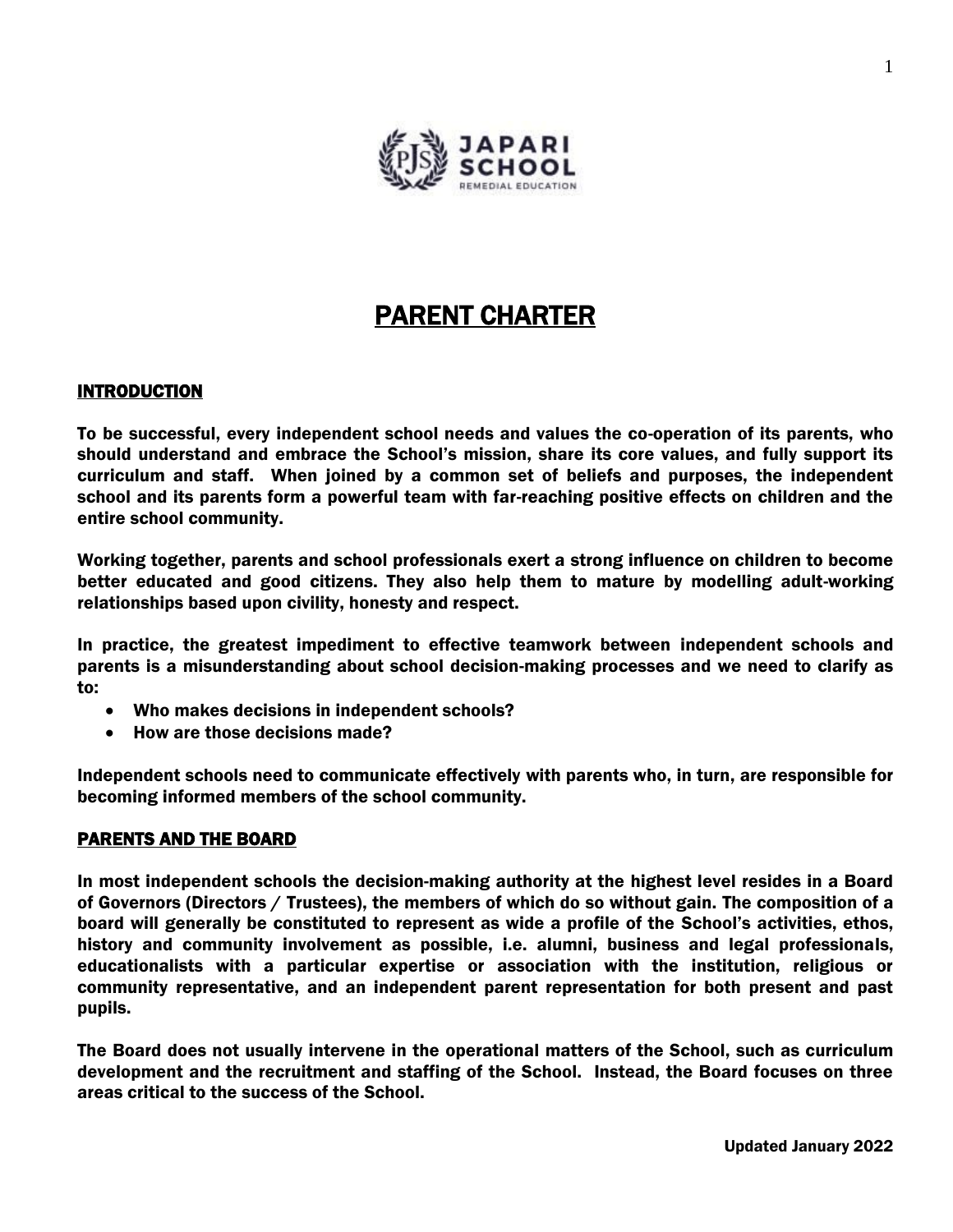# PARENT CHARTER

## INTRODUCTION

**To be successful, every independent school needs and values the co-operation of its parents, who should understand and embrace the School's mission, share its core values, and fully support its curriculum and staff. When joined by a common set of beliefs and purposes, the independent school and its parents form a powerful team with far-reaching positive effects on children and the entire school community.**

**Working together, parents and school professionals exert a strong influence on children to become better educated and good citizens. They also help them to mature by modelling adult-working relationships based upon civility, honesty and respect.**

**In practice, the greatest impediment to effective teamwork between independent schools and parents is a misunderstanding about school decision-making processes and we need to clarify as to:**

- **Who makes decisions in independent schools?**
- **How are those decisions made?**

**Independent schools need to communicate effectively with parents who, in turn, are responsible for becoming informed members of the school community.**

## PARENTS AND THE BOARD

**In most independent schools the decision-making authority at the highest level resides in a Board of Governors (Directors / Trustees), the members of which do so without gain. The composition of a board will generally be constituted to represent as wide a profile of the School's activities, ethos, history and community involvement as possible, i.e. alumni, business and legal professionals, educationalists with a particular expertise or association with the institution, religious or community representative, and an independent parent representation for both present and past pupils.**

**The Board does not usually intervene in the operational matters of the School, such as curriculum development and the recruitment and staffing of the School. Instead, the Board focuses on three areas critical to the success of the School.**

**Updated January 2022**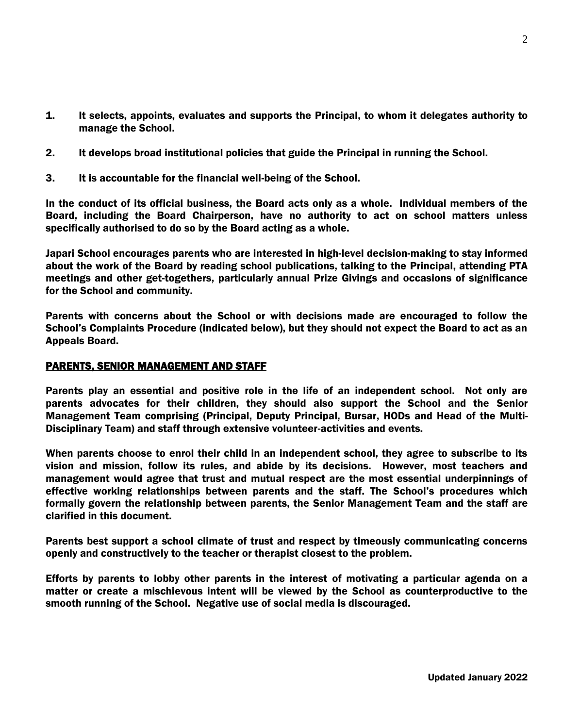1. It selects, appoints, evaluates and supports the Principal, to whom it delegates authority to manage the School.

2. It develops broad institutional policies that guide the Principal in running the School.

3. It is accountable for the financial well-being of the School.

In the conduct of its official business, the Board acts only as a whole. Individual members of the Board, including the Board Chairperson, have no authority to act on school matters unless specifically authorised to do so by the Board acting as a whole.

Japari School encourages parents who are interested in high-level decision-making to stay informed about the work of the Board by reading school publications, talking to the Principal, attending PTA meetings and other get-togethers, particularly annual Prize Givings and occasions of significance for the School and community.

Parents with concerns about the School or with decisions made are encouraged to follow the School's Complaints Procedure (indicated below), but they should not expect the Board to act as an Appeals Board.

## PARENTS, SENIOR MANAGEMENT AND STAFF

Parents play an essential and positive role in the life of an independent school. Not only are parents advocates for their children, they should also support the School and the Senior Management Team comprising (Principal, Deputy Principal, Bursar, HODs and Head of the Multi-Disciplinary Team) and staff through extensive volunteer-activities and events.

When parents choose to enrol their child in an independent school, they agree to subscribe to its vision and mission, follow its rules, and abide by its decisions. However, most teachers and management would agree that trust and mutual respect are the most essential underpinnings of effective working relationships between parents and the staff. The School's procedures which formally govern the relationship between parents, the Senior Management Team and the staff are clarified in this document.

Parents best support a school climate of trust and respect by timeously communicating concerns openly and constructively to the teacher or therapist closest to the problem.

Efforts by parents to lobby other parents in the interest of motivating a particular agenda on a matter or create a mischievous intent will be viewed by the School as counterproductive to the smooth running of the School. Negative use of social media is discouraged.

Updated January 2022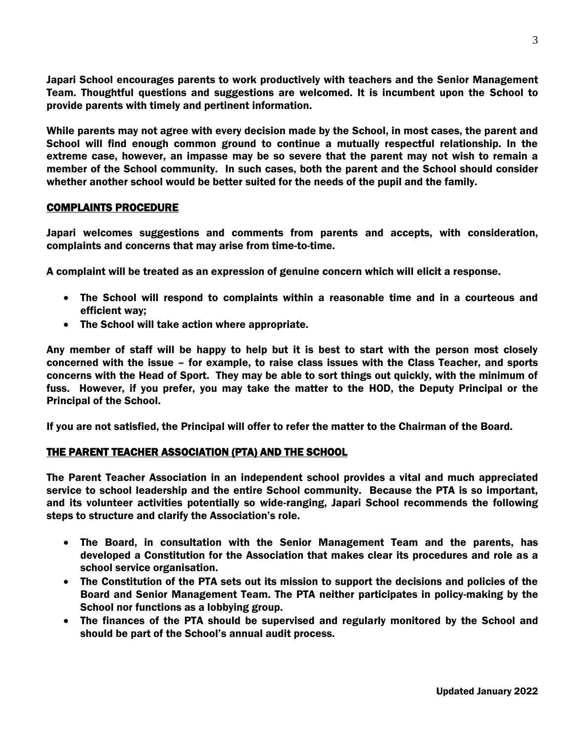**Japari School encourages parents to work productively with teachers and the Senior Management Team. Thoughtful questions and suggestions are welcomed. It is incumbent upon the School to provide parents with timely and pertinent information.**

**While parents may not agree with every decision made by the School, in most cases, the parent and School will find enough common ground to continue a mutually respectful relationship. In the extreme case, however, an impasse may be so severe that the parent may not wish to remain a member of the School community. In such cases, both the parent and the School should consider whether another school would be better suited for the needs of the pupil and the family.**

## COMPLAINTS PROCEDURE

**Japari welcomes suggestions and comments from parents and accepts, with consideration, complaints and concerns that may arise from time-to-time.**

**A complaint will be treated as an expression of genuine concern which will elicit a response.**

- **The School will respond to complaints within a reasonable time and in a courteous and efficient way;**
- **The School will take action where appropriate.**

**Any member of staff will be happy to help but it is best to start with the person most closely concerned with the issue – for example, to raise class issues with the Class Teacher, and sports concerns with the Head of Sport. They may be able to sort things out quickly, with the minimum of fuss. However, if you prefer, you may take the matter to the HOD, the Deputy Principal or the Principal of the School.**

**If you are not satisfied, the Principal will offer to refer the matter to the Chairman of the Board.**

## THE PARENT TEACHER ASSOCIATION (PTA) AND THE SCHOOL

**The Parent Teacher Association in an independent school provides a vital and much appreciated service to school leadership and the entire School community. Because the PTA is so important, and its volunteer activities potentially so wide-ranging, Japari School recommends the following steps to structure and clarify the Association's role.**

- **The Board, in consultation with the Senior Management Team and the parents, has developed a Constitution for the Association that makes clear its procedures and role as a school service organisation.**
- **The Constitution of the PTA sets out its mission to support the decisions and policies of the Board and Senior Management Team. The PTA neither participates in policy-making by the School nor functions as a lobbying group.**
- **The finances of the PTA should be supervised and regularly monitored by the School and should be part of the School's annual audit process.**

**Updated January 2022**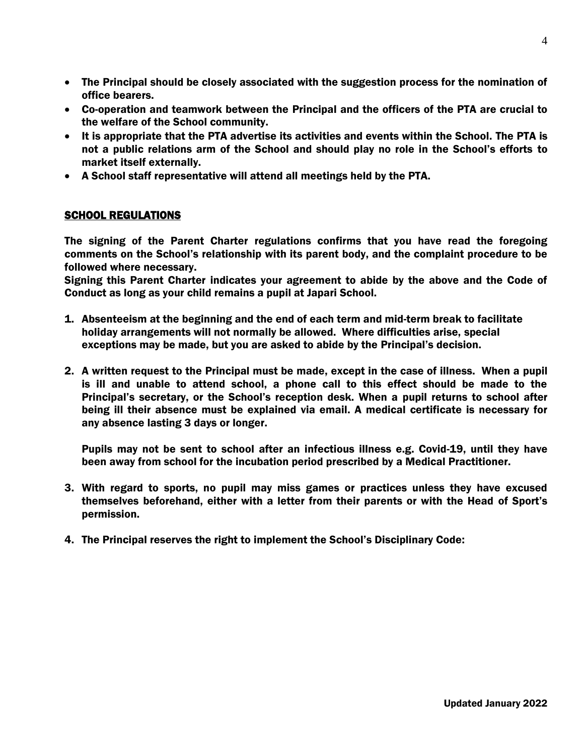- The Principal should be closely associated with the suggestion process for the nomination of office bearers.
- Co-operation and teamwork between the Principal and the officers of the PTA are crucial to the welfare of the School community.
- It is appropriate that the PTA advertise its activities and events within the School. The PTA is not a public relations arm of the School and should play no role in the School's efforts to market itself externally.
- A School staff representative will attend all meetings held by the PTA.

## SCHOOL REGULATIONS

The signing of the Parent Charter regulations confirms that you have read the foregoing comments on the School's relationship with its parent body, and the complaint procedure to be followed where necessary.
Signing this Parent Charter indicates your agreement to abide by the above and the Code of Conduct as long as your child remains a pupil at Japari School.

1. Absenteeism at the beginning and the end of each term and mid-term break to facilitate holiday arrangements will not normally be allowed. Where difficulties arise, special exceptions may be made, but you are asked to abide by the Principal's decision.

2. A written request to the Principal must be made, except in the case of illness. When a pupil is ill and unable to attend school, a phone call to this effect should be made to the Principal's secretary, or the School's reception desk. When a pupil returns to school after being ill their absence must be explained via email. A medical certificate is necessary for any absence lasting 3 days or longer.

   Pupils may not be sent to school after an infectious illness e.g. Covid-19, until they have been away from school for the incubation period prescribed by a Medical Practitioner.

3. With regard to sports, no pupil may miss games or practices unless they have excused themselves beforehand, either with a letter from their parents or with the Head of Sport's permission.

4. The Principal reserves the right to implement the School's Disciplinary Code:

Updated January 2022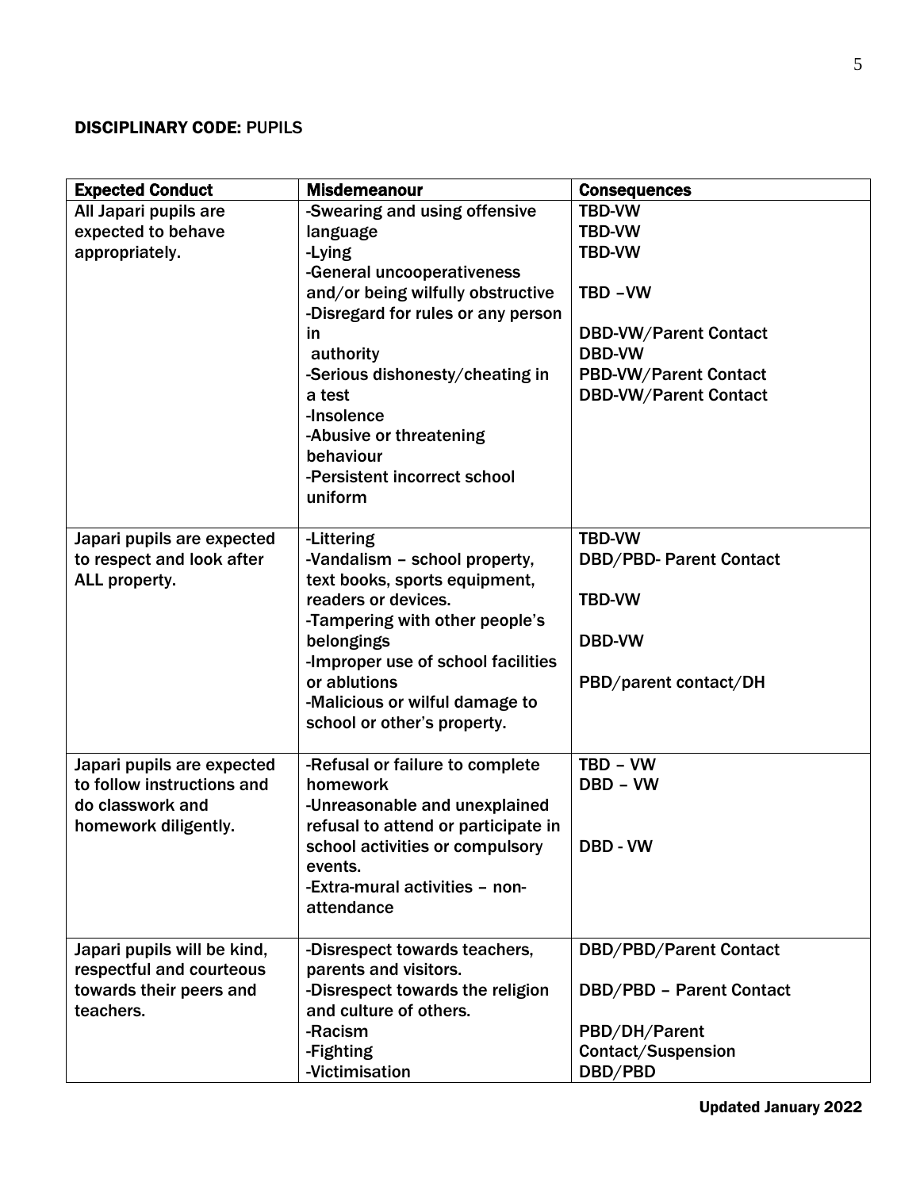**DISCIPLINARY CODE:** PUPILS

| Expected Conduct | Misdemeanour | Consequences |
|---|---|---|
| All Japari pupils are expected to behave appropriately. | -Swearing and using offensive language<br>-Lying<br>-General uncooperativeness and/or being wilfully obstructive<br>-Disregard for rules or any person in authority<br>-Serious dishonesty/cheating in a test<br>-Insolence<br>-Abusive or threatening behaviour<br>-Persistent incorrect school uniform | TBD-VW<br>TBD-VW<br>TBD-VW<br>TBD –VW<br>DBD-VW/Parent Contact<br>DBD-VW<br>PBD-VW/Parent Contact<br>DBD-VW/Parent Contact |
| Japari pupils are expected to respect and look after ALL property. | -Littering<br>-Vandalism – school property, text books, sports equipment, readers or devices.<br>-Tampering with other people's belongings<br>-Improper use of school facilities or ablutions<br>-Malicious or wilful damage to school or other's property. | TBD-VW<br>DBD/PBD- Parent Contact<br>TBD-VW<br>DBD-VW<br>PBD/parent contact/DH |
| Japari pupils are expected to follow instructions and do classwork and homework diligently. | -Refusal or failure to complete homework<br>-Unreasonable and unexplained refusal to attend or participate in school activities or compulsory events.<br>-Extra-mural activities – non-attendance | TBD – VW<br>DBD – VW<br>DBD - VW |
| Japari pupils will be kind, respectful and courteous towards their peers and teachers. | -Disrespect towards teachers, parents and visitors.<br>-Disrespect towards the religion and culture of others.<br>-Racism<br>-Fighting<br>-Victimisation | DBD/PBD/Parent Contact<br>DBD/PBD – Parent Contact<br>PBD/DH/Parent Contact/Suspension<br>DBD/PBD |

**Updated January 2022**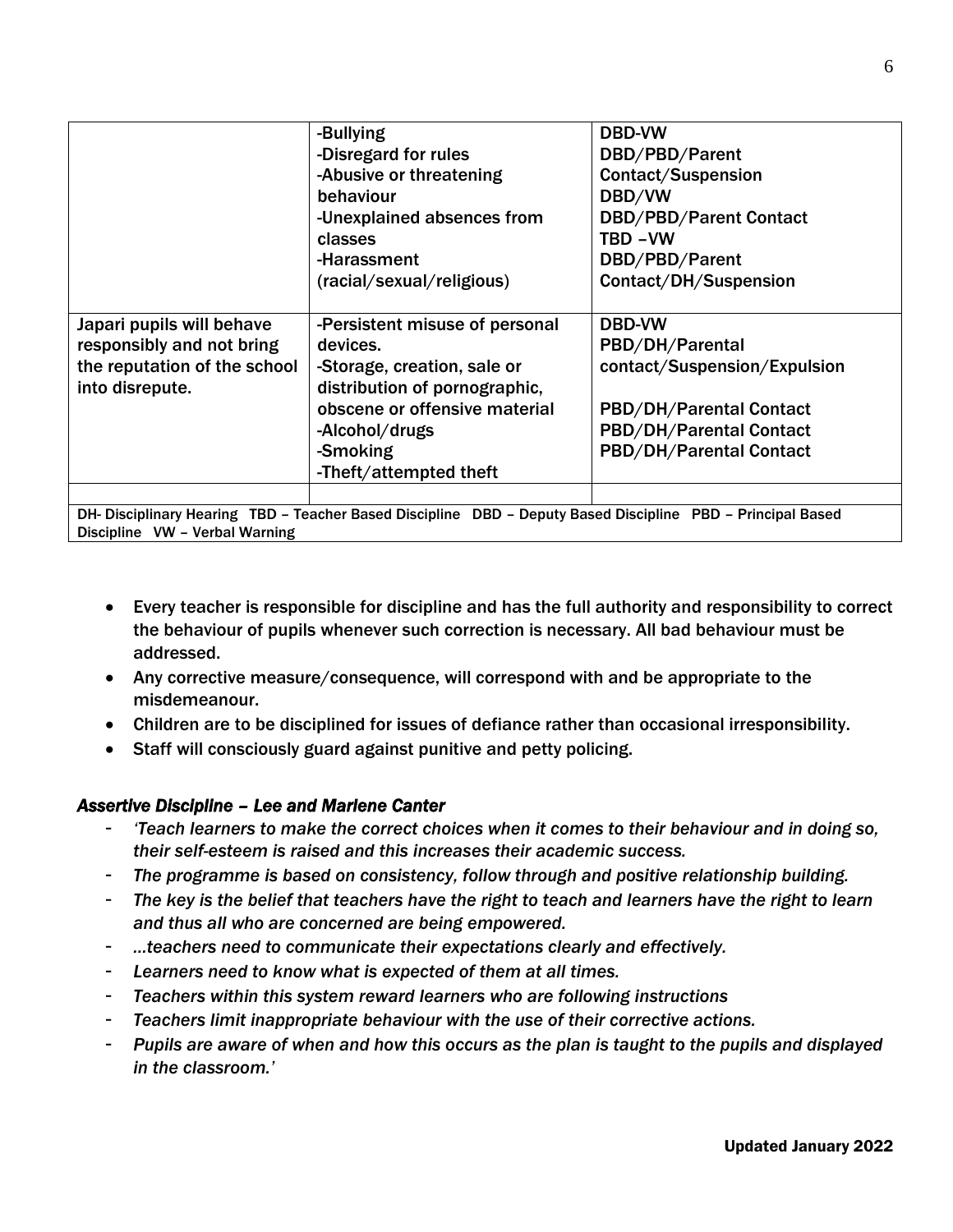| | | |
|---|---|---|
| | -Bullying<br>-Disregard for rules<br>-Abusive or threatening behaviour<br>-Unexplained absences from classes<br>-Harassment (racial/sexual/religious) | DBD-VW<br>DBD/PBD/Parent Contact/Suspension<br>DBD/VW<br>DBD/PBD/Parent Contact<br>TBD –VW<br>DBD/PBD/Parent Contact/DH/Suspension |
| Japari pupils will behave responsibly and not bring the reputation of the school into disrepute. | -Persistent misuse of personal devices.<br>-Storage, creation, sale or distribution of pornographic, obscene or offensive material<br>-Alcohol/drugs<br>-Smoking<br>-Theft/attempted theft | DBD-VW<br>PBD/DH/Parental contact/Suspension/Expulsion<br><br>PBD/DH/Parental Contact<br>PBD/DH/Parental Contact<br>PBD/DH/Parental Contact |
| | | |
| DH- Disciplinary Hearing TBD – Teacher Based Discipline DBD – Deputy Based Discipline PBD – Principal Based Discipline VW – Verbal Warning | | |

- Every teacher is responsible for discipline and has the full authority and responsibility to correct the behaviour of pupils whenever such correction is necessary. All bad behaviour must be addressed.
- Any corrective measure/consequence, will correspond with and be appropriate to the misdemeanour.
- Children are to be disciplined for issues of defiance rather than occasional irresponsibility.
- Staff will consciously guard against punitive and petty policing.

### *Assertive Discipline – Lee and Marlene Canter*

- *'Teach learners to make the correct choices when it comes to their behaviour and in doing so, their self-esteem is raised and this increases their academic success.*
- *The programme is based on consistency, follow through and positive relationship building.*
- *The key is the belief that teachers have the right to teach and learners have the right to learn and thus all who are concerned are being empowered.*
- *…teachers need to communicate their expectations clearly and effectively.*
- *Learners need to know what is expected of them at all times.*
- *Teachers within this system reward learners who are following instructions*
- *Teachers limit inappropriate behaviour with the use of their corrective actions.*
- *Pupils are aware of when and how this occurs as the plan is taught to the pupils and displayed in the classroom.'*

**Updated January 2022**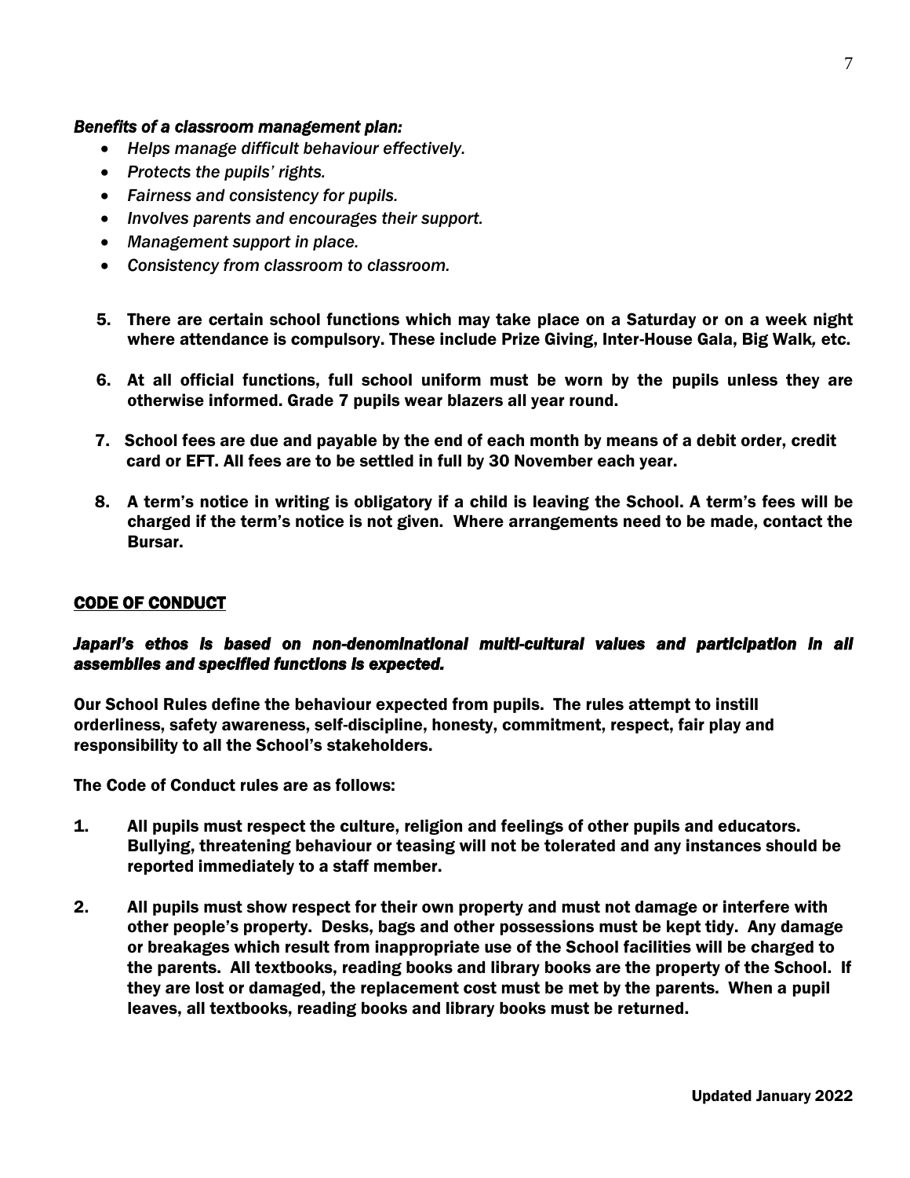***Benefits of a classroom management plan:***

- *Helps manage difficult behaviour effectively.*
- *Protects the pupils' rights.*
- *Fairness and consistency for pupils.*
- *Involves parents and encourages their support.*
- *Management support in place.*
- *Consistency from classroom to classroom.*

5. **There are certain school functions which may take place on a Saturday or on a week night where attendance is compulsory. These include Prize Giving, Inter-House Gala, Big Walk, etc.**

6. **At all official functions, full school uniform must be worn by the pupils unless they are otherwise informed. Grade 7 pupils wear blazers all year round.**

7. **School fees are due and payable by the end of each month by means of a debit order, credit card or EFT. All fees are to be settled in full by 30 November each year.**

8. **A term's notice in writing is obligatory if a child is leaving the School. A term's fees will be charged if the term's notice is not given. Where arrangements need to be made, contact the Bursar.**

## CODE OF CONDUCT

***Japari's ethos is based on non-denominational multi-cultural values and participation in all assemblies and specified functions is expected.***

**Our School Rules define the behaviour expected from pupils. The rules attempt to instill orderliness, safety awareness, self-discipline, honesty, commitment, respect, fair play and responsibility to all the School's stakeholders.**

**The Code of Conduct rules are as follows:**

1. **All pupils must respect the culture, religion and feelings of other pupils and educators. Bullying, threatening behaviour or teasing will not be tolerated and any instances should be reported immediately to a staff member.**

2. **All pupils must show respect for their own property and must not damage or interfere with other people's property. Desks, bags and other possessions must be kept tidy. Any damage or breakages which result from inappropriate use of the School facilities will be charged to the parents. All textbooks, reading books and library books are the property of the School. If they are lost or damaged, the replacement cost must be met by the parents. When a pupil leaves, all textbooks, reading books and library books must be returned.**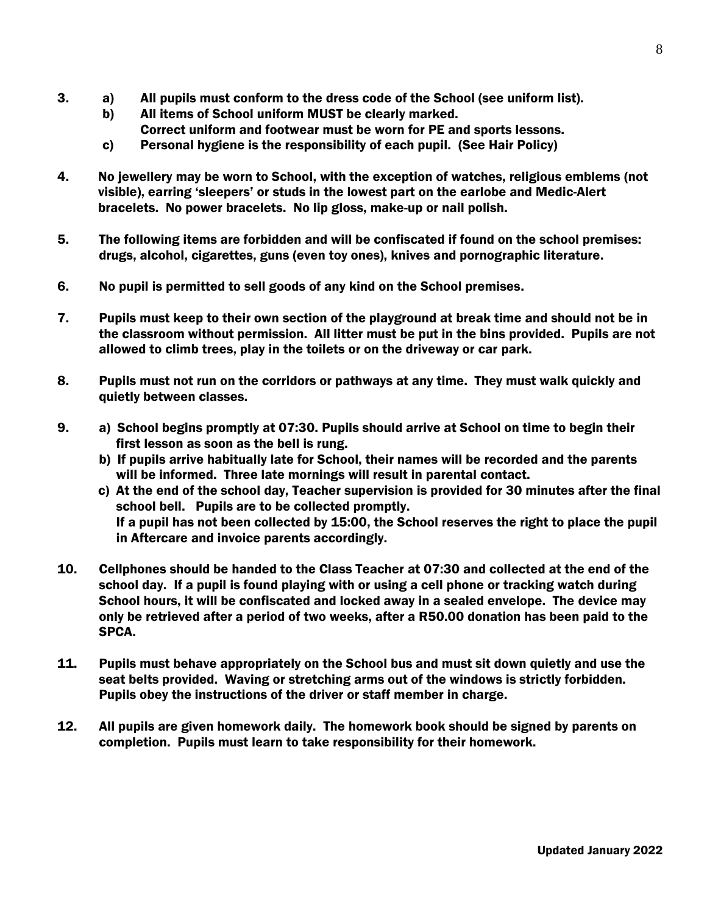3. a) All pupils must conform to the dress code of the School (see uniform list).
   b) All items of School uniform MUST be clearly marked.
   Correct uniform and footwear must be worn for PE and sports lessons.
   c) Personal hygiene is the responsibility of each pupil. (See Hair Policy)

4. No jewellery may be worn to School, with the exception of watches, religious emblems (not visible), earring 'sleepers' or studs in the lowest part on the earlobe and Medic-Alert bracelets. No power bracelets. No lip gloss, make-up or nail polish.

5. The following items are forbidden and will be confiscated if found on the school premises: drugs, alcohol, cigarettes, guns (even toy ones), knives and pornographic literature.

6. No pupil is permitted to sell goods of any kind on the School premises.

7. Pupils must keep to their own section of the playground at break time and should not be in the classroom without permission. All litter must be put in the bins provided. Pupils are not allowed to climb trees, play in the toilets or on the driveway or car park.

8. Pupils must not run on the corridors or pathways at any time. They must walk quickly and quietly between classes.

9. a) School begins promptly at 07:30. Pupils should arrive at School on time to begin their first lesson as soon as the bell is rung.
   b) If pupils arrive habitually late for School, their names will be recorded and the parents will be informed. Three late mornings will result in parental contact.
   c) At the end of the school day, Teacher supervision is provided for 30 minutes after the final school bell. Pupils are to be collected promptly.
   If a pupil has not been collected by 15:00, the School reserves the right to place the pupil in Aftercare and invoice parents accordingly.

10. Cellphones should be handed to the Class Teacher at 07:30 and collected at the end of the school day. If a pupil is found playing with or using a cell phone or tracking watch during School hours, it will be confiscated and locked away in a sealed envelope. The device may only be retrieved after a period of two weeks, after a R50.00 donation has been paid to the SPCA.

11. Pupils must behave appropriately on the School bus and must sit down quietly and use the seat belts provided. Waving or stretching arms out of the windows is strictly forbidden. Pupils obey the instructions of the driver or staff member in charge.

12. All pupils are given homework daily. The homework book should be signed by parents on completion. Pupils must learn to take responsibility for their homework.

Updated January 2022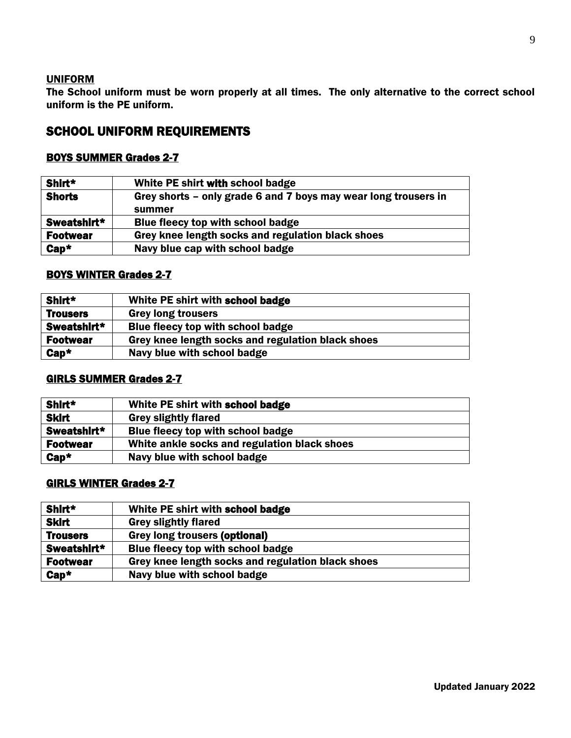**UNIFORM**

**The School uniform must be worn properly at all times. The only alternative to the correct school uniform is the PE uniform.**

## SCHOOL UNIFORM REQUIREMENTS

### BOYS SUMMER Grades 2-7

| Shirt* | White PE shirt with school badge |
|---|---|
| Shorts | Grey shorts – only grade 6 and 7 boys may wear long trousers in summer |
| Sweatshirt* | Blue fleecy top with school badge |
| Footwear | Grey knee length socks and regulation black shoes |
| Cap* | Navy blue cap with school badge |

### BOYS WINTER Grades 2-7

| Shirt* | White PE shirt with school badge |
|---|---|
| Trousers | Grey long trousers |
| Sweatshirt* | Blue fleecy top with school badge |
| Footwear | Grey knee length socks and regulation black shoes |
| Cap* | Navy blue with school badge |

### GIRLS SUMMER Grades 2-7

| Shirt* | White PE shirt with school badge |
|---|---|
| Skirt | Grey slightly flared |
| Sweatshirt* | Blue fleecy top with school badge |
| Footwear | White ankle socks and regulation black shoes |
| Cap* | Navy blue with school badge |

### GIRLS WINTER Grades 2-7

| Shirt* | White PE shirt with school badge |
|---|---|
| Skirt | Grey slightly flared |
| Trousers | Grey long trousers (optional) |
| Sweatshirt* | Blue fleecy top with school badge |
| Footwear | Grey knee length socks and regulation black shoes |
| Cap* | Navy blue with school badge |

Updated January 2022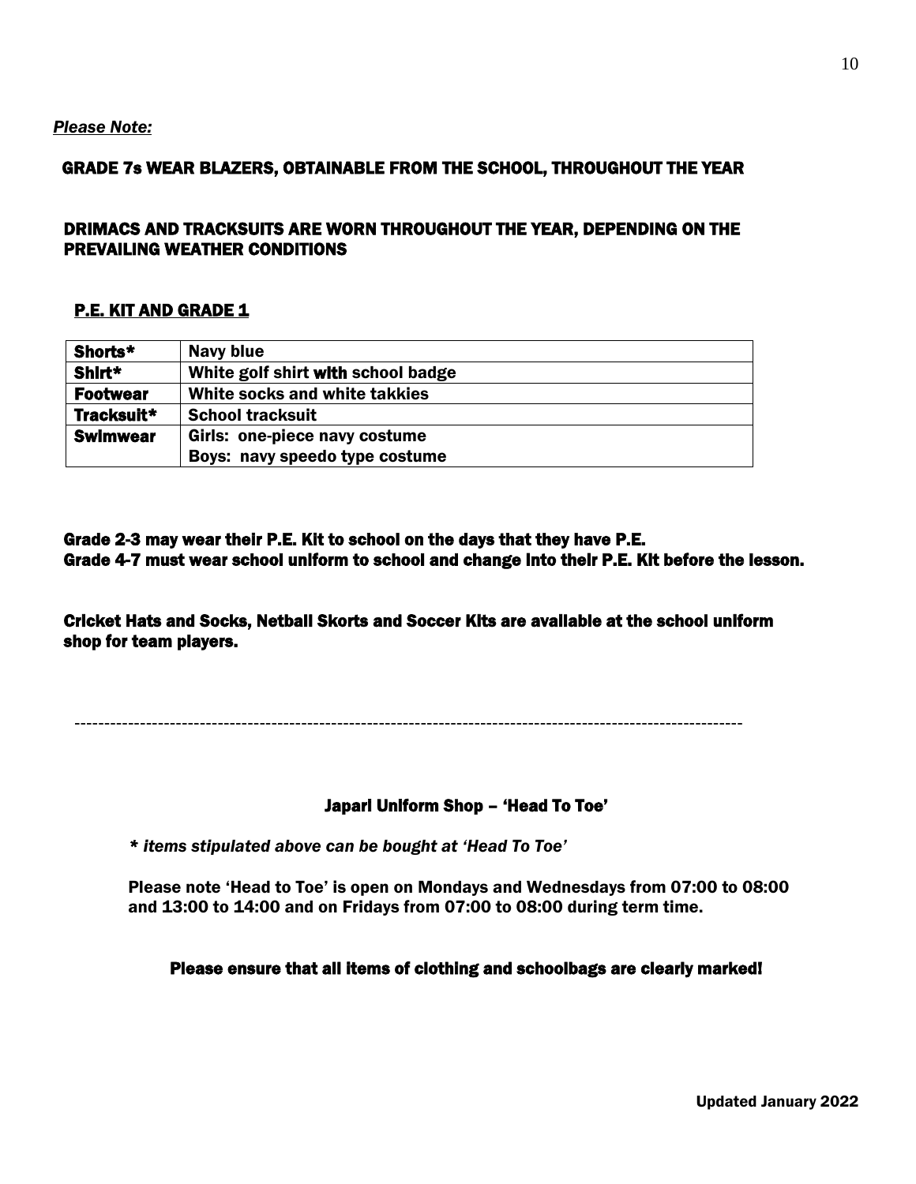***Please Note:***

**GRADE 7s WEAR BLAZERS, OBTAINABLE FROM THE SCHOOL, THROUGHOUT THE YEAR**

**DRIMACS AND TRACKSUITS ARE WORN THROUGHOUT THE YEAR, DEPENDING ON THE PREVAILING WEATHER CONDITIONS**

## P.E. KIT AND GRADE 1

| | |
|---|---|
| **Shorts*** | **Navy blue** |
| **Shirt*** | **White golf shirt with school badge** |
| **Footwear** | **White socks and white takkies** |
| **Tracksuit*** | **School tracksuit** |
| **Swimwear** | **Girls: one-piece navy costume**<br>**Boys: navy speedo type costume** |

**Grade 2-3 may wear their P.E. Kit to school on the days that they have P.E.**
**Grade 4-7 must wear school uniform to school and change into their P.E. Kit before the lesson.**

**Cricket Hats and Socks, Netball Skorts and Soccer Kits are available at the school uniform shop for team players.**

---

### Japari Uniform Shop – 'Head To Toe'

***\* items stipulated above can be bought at 'Head To Toe'***

**Please note 'Head to Toe' is open on Mondays and Wednesdays from 07:00 to 08:00 and 13:00 to 14:00 and on Fridays from 07:00 to 08:00 during term time.**

**Please ensure that all items of clothing and schoolbags are clearly marked!**

**Updated January 2022**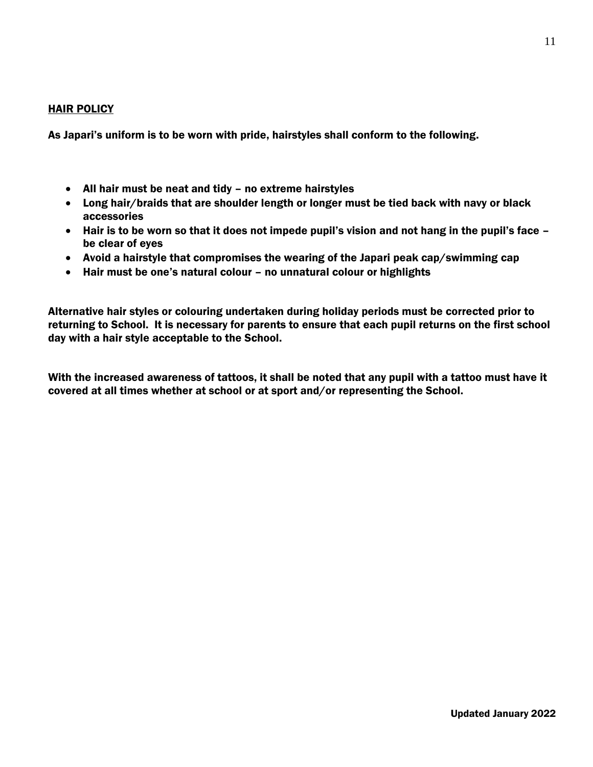## HAIR POLICY

**As Japari's uniform is to be worn with pride, hairstyles shall conform to the following.**

- **All hair must be neat and tidy – no extreme hairstyles**
- **Long hair/braids that are shoulder length or longer must be tied back with navy or black accessories**
- **Hair is to be worn so that it does not impede pupil's vision and not hang in the pupil's face – be clear of eyes**
- **Avoid a hairstyle that compromises the wearing of the Japari peak cap/swimming cap**
- **Hair must be one's natural colour – no unnatural colour or highlights**

**Alternative hair styles or colouring undertaken during holiday periods must be corrected prior to returning to School. It is necessary for parents to ensure that each pupil returns on the first school day with a hair style acceptable to the School.**

**With the increased awareness of tattoos, it shall be noted that any pupil with a tattoo must have it covered at all times whether at school or at sport and/or representing the School.**

**Updated January 2022**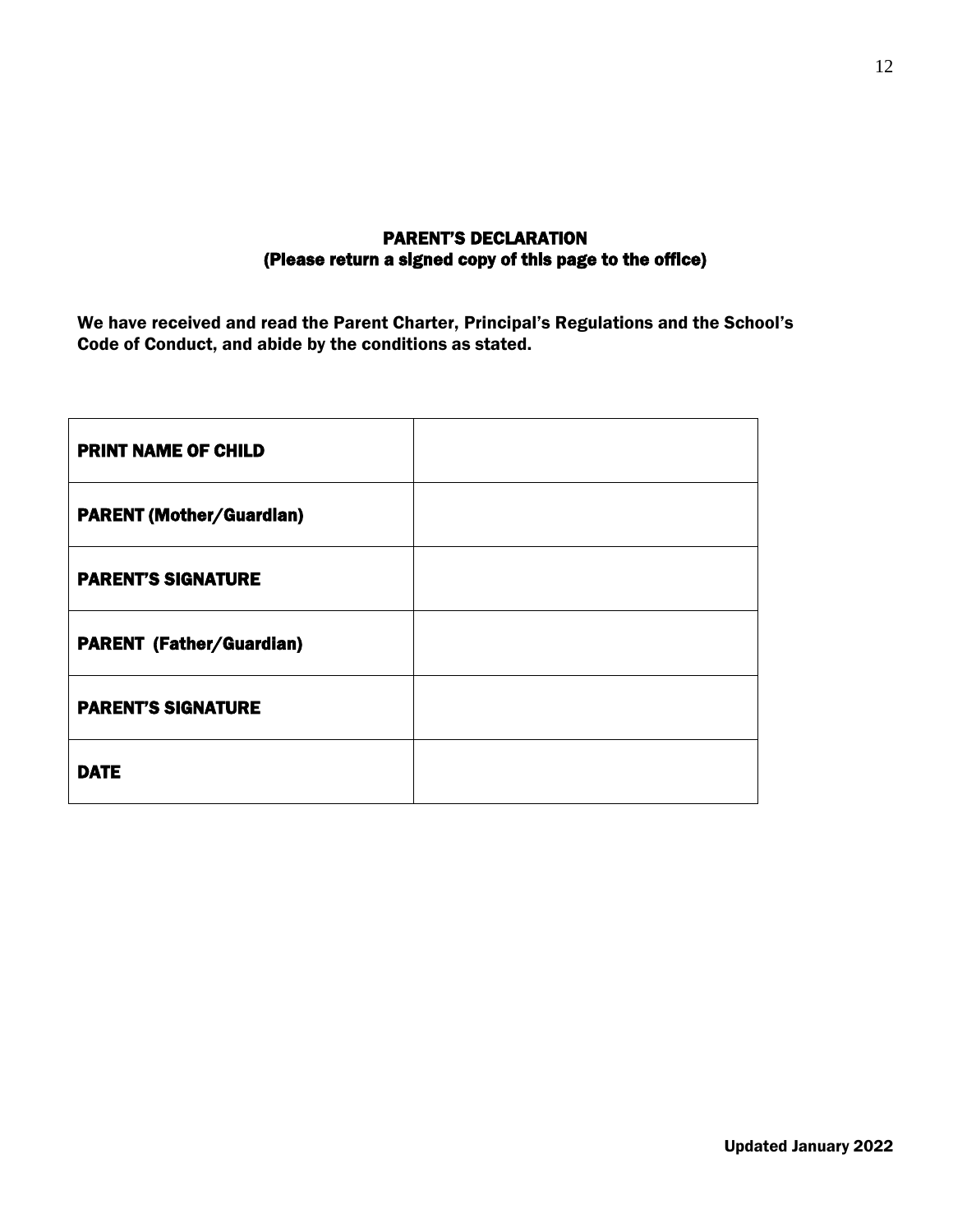## PARENT'S DECLARATION
**(Please return a signed copy of this page to the office)**

**We have received and read the Parent Charter, Principal's Regulations and the School's Code of Conduct, and abide by the conditions as stated.**

| | |
|---|---|
| **PRINT NAME OF CHILD** | |
| **PARENT (Mother/Guardian)** | |
| **PARENT'S SIGNATURE** | |
| **PARENT (Father/Guardian)** | |
| **PARENT'S SIGNATURE** | |
| **DATE** | |

**Updated January 2022**